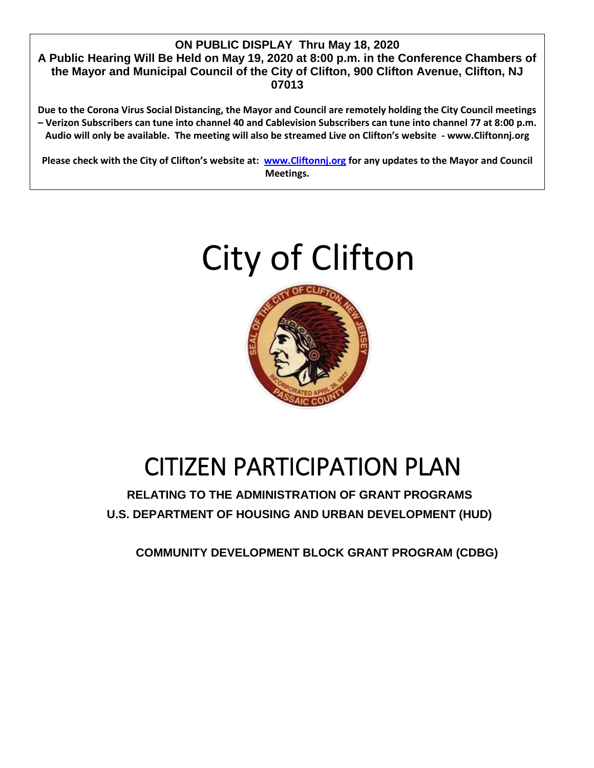**ON PUBLIC DISPLAY Thru May 18, 2020**

**A Public Hearing Will Be Held on May 19, 2020 at 8:00 p.m. in the Conference Chambers of the Mayor and Municipal Council of the City of Clifton, 900 Clifton Avenue, Clifton, NJ 07013**

**Due to the Corona Virus Social Distancing, the Mayor and Council are remotely holding the City Council meetings – Verizon Subscribers can tune into channel 40 and Cablevision Subscribers can tune into channel 77 at 8:00 p.m. Audio will only be available. The meeting will also be streamed Live on Clifton's website - www.Cliftonnj.org**

**Please check with the City of Clifton's website at: [www.Cliftonnj.org](http://www.Cliftonnj.org) for any updates to the Mayor and Council Meetings.**

# City of Clifton

# CITIZEN PARTICIPATION PLAN

**RELATING TO THE ADMINISTRATION OF GRANT PROGRAMS**

**U.S. DEPARTMENT OF HOUSING AND URBAN DEVELOPMENT (HUD)**

**COMMUNITY DEVELOPMENT BLOCK GRANT PROGRAM (CDBG)**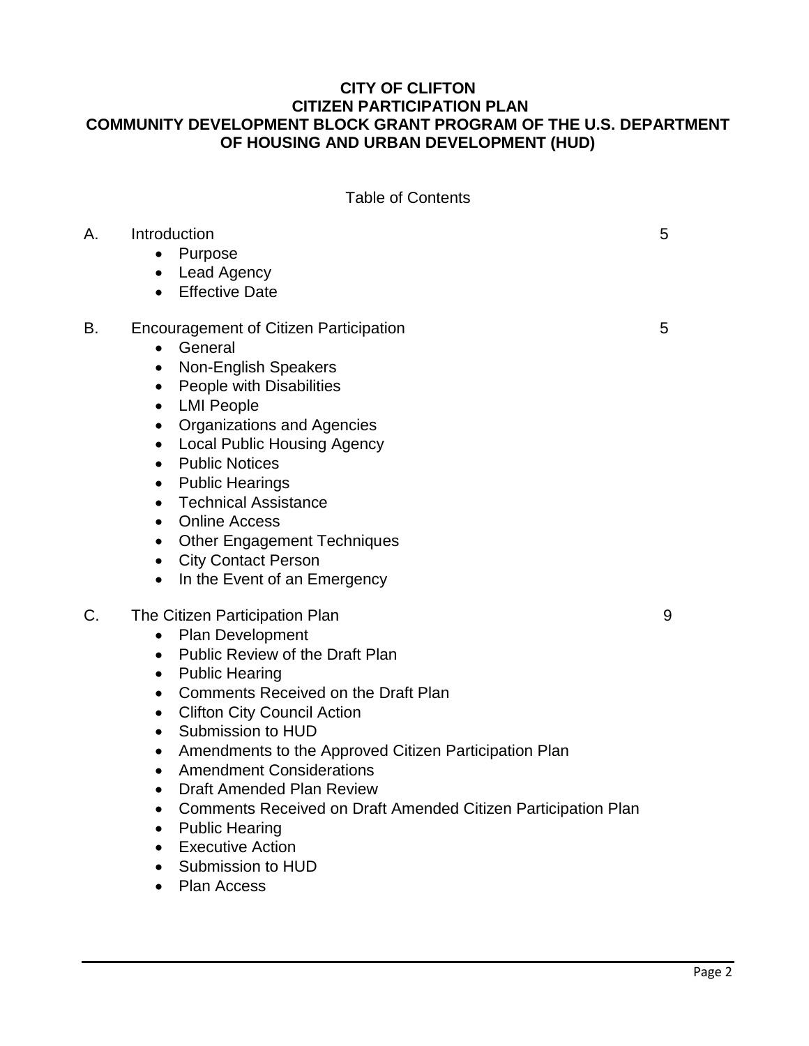**CITY OF CLIFTON**
**CITIZEN PARTICIPATION PLAN**
**COMMUNITY DEVELOPMENT BLOCK GRANT PROGRAM OF THE U.S. DEPARTMENT OF HOUSING AND URBAN DEVELOPMENT (HUD)**

Table of Contents

| | | |
|---|---|---|
| A. | Introduction<br>• Purpose<br>• Lead Agency<br>• Effective Date | 5 |
| B. | Encouragement of Citizen Participation<br>• General<br>• Non-English Speakers<br>• People with Disabilities<br>• LMI People<br>• Organizations and Agencies<br>• Local Public Housing Agency<br>• Public Notices<br>• Public Hearings<br>• Technical Assistance<br>• Online Access<br>• Other Engagement Techniques<br>• City Contact Person<br>• In the Event of an Emergency | 5 |
| C. | The Citizen Participation Plan<br>• Plan Development<br>• Public Review of the Draft Plan<br>• Public Hearing<br>• Comments Received on the Draft Plan<br>• Clifton City Council Action<br>• Submission to HUD<br>• Amendments to the Approved Citizen Participation Plan<br>• Amendment Considerations<br>• Draft Amended Plan Review<br>• Comments Received on Draft Amended Citizen Participation Plan<br>• Public Hearing<br>• Executive Action<br>• Submission to HUD<br>• Plan Access | 9 |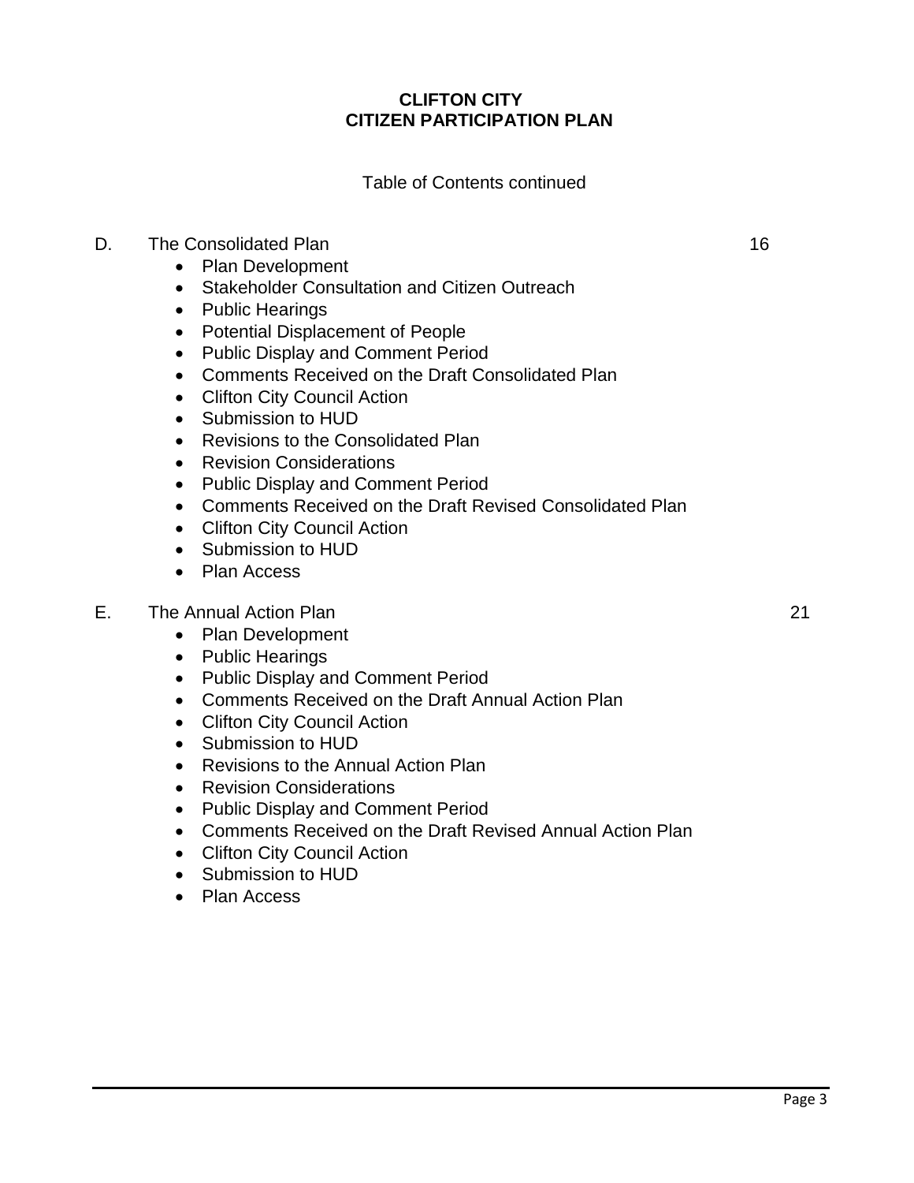**CLIFTON CITY**
**CITIZEN PARTICIPATION PLAN**

Table of Contents continued

D. The Consolidated Plan 16

- Plan Development
- Stakeholder Consultation and Citizen Outreach
- Public Hearings
- Potential Displacement of People
- Public Display and Comment Period
- Comments Received on the Draft Consolidated Plan
- Clifton City Council Action
- Submission to HUD
- Revisions to the Consolidated Plan
- Revision Considerations
- Public Display and Comment Period
- Comments Received on the Draft Revised Consolidated Plan
- Clifton City Council Action
- Submission to HUD
- Plan Access

E. The Annual Action Plan 21

- Plan Development
- Public Hearings
- Public Display and Comment Period
- Comments Received on the Draft Annual Action Plan
- Clifton City Council Action
- Submission to HUD
- Revisions to the Annual Action Plan
- Revision Considerations
- Public Display and Comment Period
- Comments Received on the Draft Revised Annual Action Plan
- Clifton City Council Action
- Submission to HUD
- Plan Access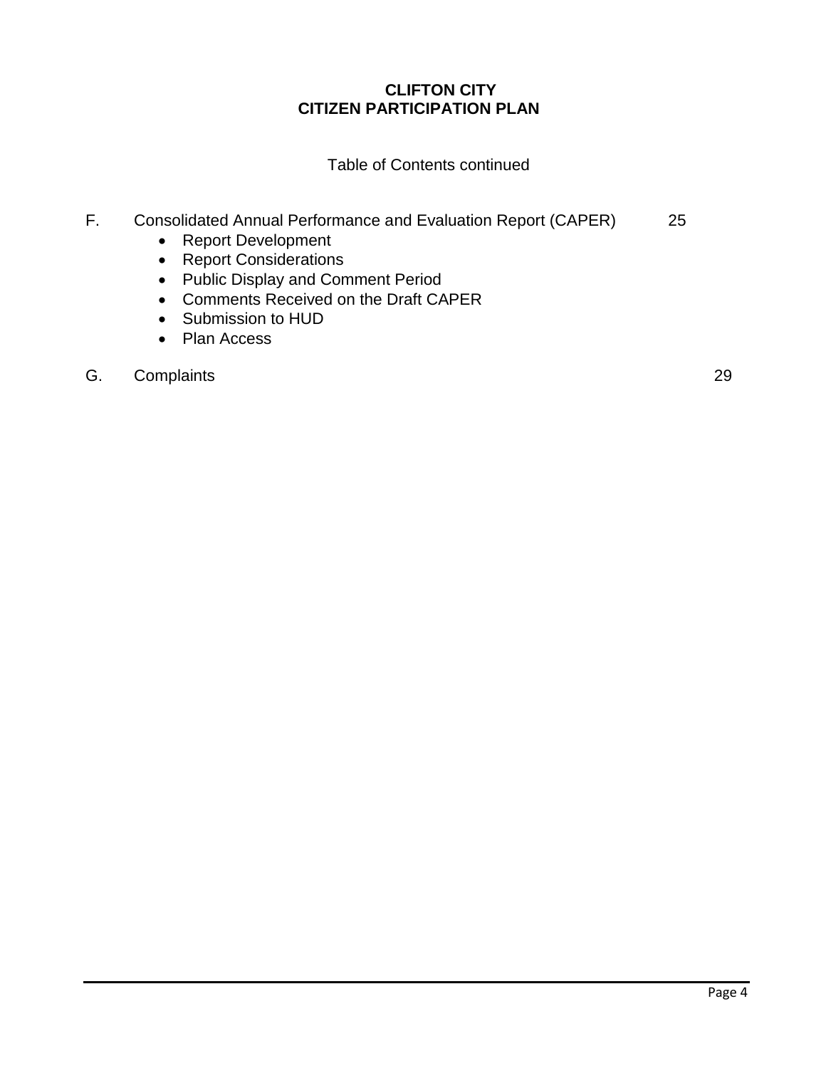**CLIFTON CITY**
**CITIZEN PARTICIPATION PLAN**

Table of Contents continued

F. Consolidated Annual Performance and Evaluation Report (CAPER) 25

- Report Development
- Report Considerations
- Public Display and Comment Period
- Comments Received on the Draft CAPER
- Submission to HUD
- Plan Access

G. Complaints 29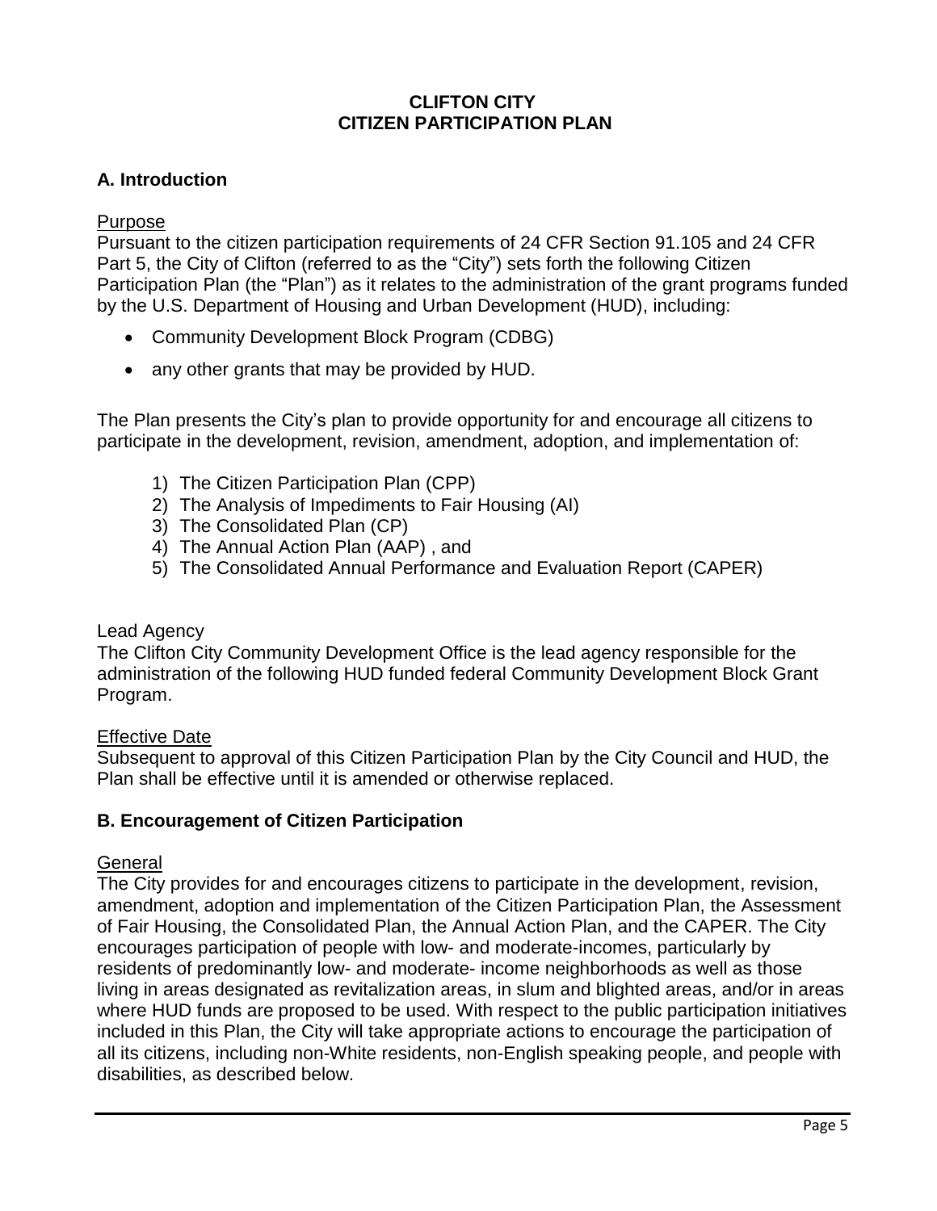**CLIFTON CITY**
**CITIZEN PARTICIPATION PLAN**

## A. Introduction

Purpose

Pursuant to the citizen participation requirements of 24 CFR Section 91.105 and 24 CFR Part 5, the City of Clifton (referred to as the "City") sets forth the following Citizen Participation Plan (the "Plan") as it relates to the administration of the grant programs funded by the U.S. Department of Housing and Urban Development (HUD), including:

- Community Development Block Program (CDBG)
- any other grants that may be provided by HUD.

The Plan presents the City's plan to provide opportunity for and encourage all citizens to participate in the development, revision, amendment, adoption, and implementation of:

1) The Citizen Participation Plan (CPP)
2) The Analysis of Impediments to Fair Housing (AI)
3) The Consolidated Plan (CP)
4) The Annual Action Plan (AAP) , and
5) The Consolidated Annual Performance and Evaluation Report (CAPER)

Lead Agency

The Clifton City Community Development Office is the lead agency responsible for the administration of the following HUD funded federal Community Development Block Grant Program.

Effective Date

Subsequent to approval of this Citizen Participation Plan by the City Council and HUD, the Plan shall be effective until it is amended or otherwise replaced.

## B. Encouragement of Citizen Participation

General

The City provides for and encourages citizens to participate in the development, revision, amendment, adoption and implementation of the Citizen Participation Plan, the Assessment of Fair Housing, the Consolidated Plan, the Annual Action Plan, and the CAPER. The City encourages participation of people with low- and moderate-incomes, particularly by residents of predominantly low- and moderate- income neighborhoods as well as those living in areas designated as revitalization areas, in slum and blighted areas, and/or in areas where HUD funds are proposed to be used. With respect to the public participation initiatives included in this Plan, the City will take appropriate actions to encourage the participation of all its citizens, including non-White residents, non-English speaking people, and people with disabilities, as described below.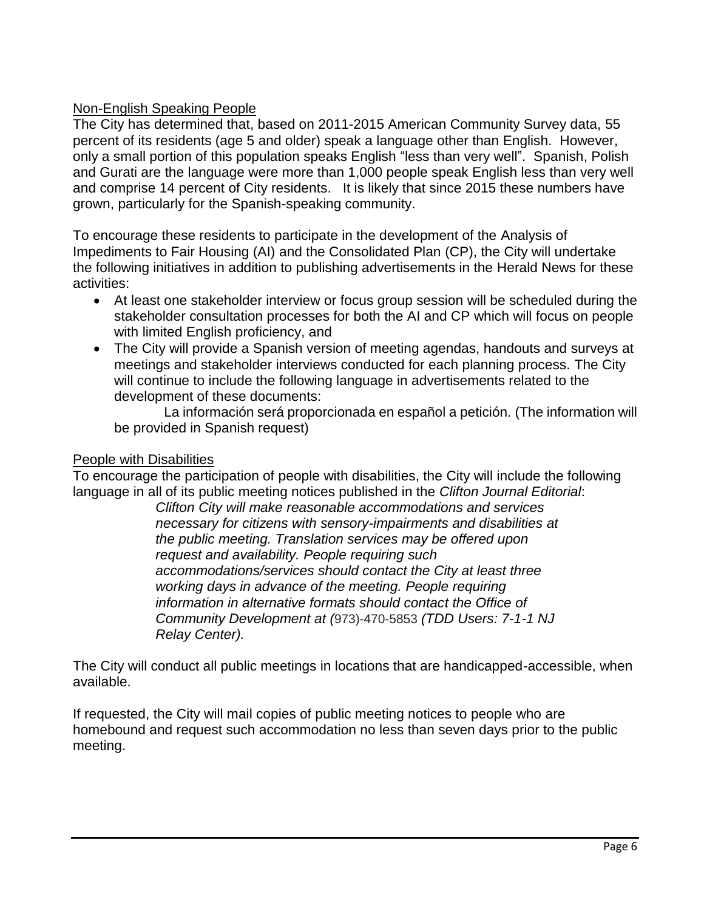Non-English Speaking People

The City has determined that, based on 2011-2015 American Community Survey data, 55 percent of its residents (age 5 and older) speak a language other than English. However, only a small portion of this population speaks English "less than very well". Spanish, Polish and Gurati are the language were more than 1,000 people speak English less than very well and comprise 14 percent of City residents. It is likely that since 2015 these numbers have grown, particularly for the Spanish-speaking community.

To encourage these residents to participate in the development of the Analysis of Impediments to Fair Housing (AI) and the Consolidated Plan (CP), the City will undertake the following initiatives in addition to publishing advertisements in the Herald News for these activities:

- At least one stakeholder interview or focus group session will be scheduled during the stakeholder consultation processes for both the AI and CP which will focus on people with limited English proficiency, and
- The City will provide a Spanish version of meeting agendas, handouts and surveys at meetings and stakeholder interviews conducted for each planning process. The City will continue to include the following language in advertisements related to the development of these documents:

  La información será proporcionada en español a petición. (The information will be provided in Spanish request)

People with Disabilities

To encourage the participation of people with disabilities, the City will include the following language in all of its public meeting notices published in the *Clifton Journal Editorial*:

> *Clifton City will make reasonable accommodations and services necessary for citizens with sensory-impairments and disabilities at the public meeting. Translation services may be offered upon request and availability. People requiring such accommodations/services should contact the City at least three working days in advance of the meeting. People requiring information in alternative formats should contact the Office of Community Development at (*973)-470-5853 *(TDD Users: 7-1-1 NJ Relay Center).*

The City will conduct all public meetings in locations that are handicapped-accessible, when available.

If requested, the City will mail copies of public meeting notices to people who are homebound and request such accommodation no less than seven days prior to the public meeting.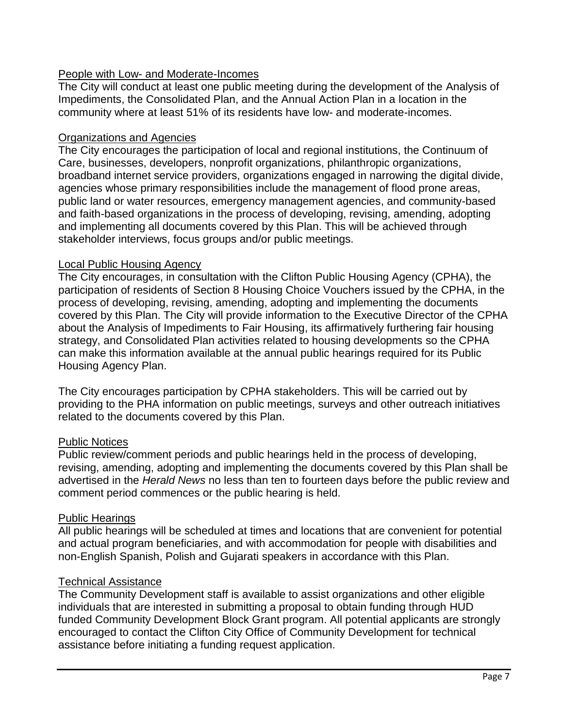### People with Low- and Moderate-Incomes

The City will conduct at least one public meeting during the development of the Analysis of Impediments, the Consolidated Plan, and the Annual Action Plan in a location in the community where at least 51% of its residents have low- and moderate-incomes.

### Organizations and Agencies

The City encourages the participation of local and regional institutions, the Continuum of Care, businesses, developers, nonprofit organizations, philanthropic organizations, broadband internet service providers, organizations engaged in narrowing the digital divide, agencies whose primary responsibilities include the management of flood prone areas, public land or water resources, emergency management agencies, and community-based and faith-based organizations in the process of developing, revising, amending, adopting and implementing all documents covered by this Plan. This will be achieved through stakeholder interviews, focus groups and/or public meetings.

### Local Public Housing Agency

The City encourages, in consultation with the Clifton Public Housing Agency (CPHA), the participation of residents of Section 8 Housing Choice Vouchers issued by the CPHA, in the process of developing, revising, amending, adopting and implementing the documents covered by this Plan. The City will provide information to the Executive Director of the CPHA about the Analysis of Impediments to Fair Housing, its affirmatively furthering fair housing strategy, and Consolidated Plan activities related to housing developments so the CPHA can make this information available at the annual public hearings required for its Public Housing Agency Plan.

The City encourages participation by CPHA stakeholders. This will be carried out by providing to the PHA information on public meetings, surveys and other outreach initiatives related to the documents covered by this Plan.

### Public Notices

Public review/comment periods and public hearings held in the process of developing, revising, amending, adopting and implementing the documents covered by this Plan shall be advertised in the *Herald News* no less than ten to fourteen days before the public review and comment period commences or the public hearing is held.

### Public Hearings

All public hearings will be scheduled at times and locations that are convenient for potential and actual program beneficiaries, and with accommodation for people with disabilities and non-English Spanish, Polish and Gujarati speakers in accordance with this Plan.

### Technical Assistance

The Community Development staff is available to assist organizations and other eligible individuals that are interested in submitting a proposal to obtain funding through HUD funded Community Development Block Grant program. All potential applicants are strongly encouraged to contact the Clifton City Office of Community Development for technical assistance before initiating a funding request application.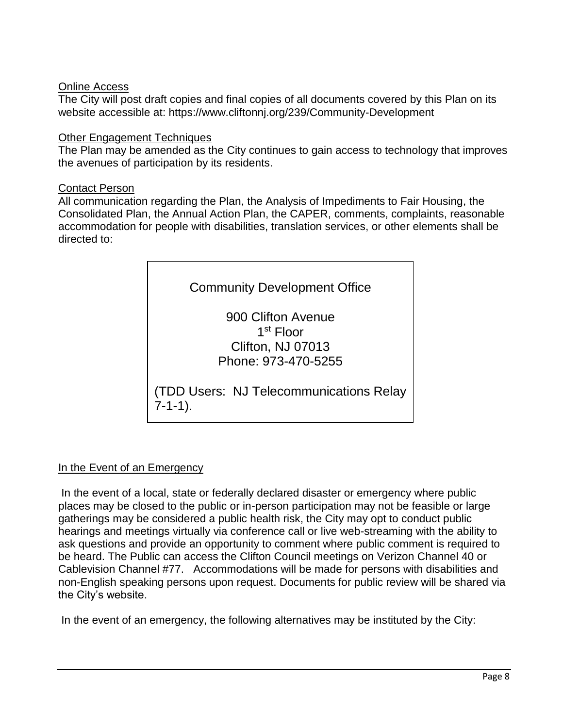Online Access

The City will post draft copies and final copies of all documents covered by this Plan on its website accessible at: https://www.cliftonnj.org/239/Community-Development

Other Engagement Techniques

The Plan may be amended as the City continues to gain access to technology that improves the avenues of participation by its residents.

Contact Person

All communication regarding the Plan, the Analysis of Impediments to Fair Housing, the Consolidated Plan, the Annual Action Plan, the CAPER, comments, complaints, reasonable accommodation for people with disabilities, translation services, or other elements shall be directed to:

> Community Development Office
>
> 900 Clifton Avenue
> 1st Floor
> Clifton, NJ 07013
> Phone: 973-470-5255
>
> (TDD Users: NJ Telecommunications Relay 7-1-1).

In the Event of an Emergency

In the event of a local, state or federally declared disaster or emergency where public places may be closed to the public or in-person participation may not be feasible or large gatherings may be considered a public health risk, the City may opt to conduct public hearings and meetings virtually via conference call or live web-streaming with the ability to ask questions and provide an opportunity to comment where public comment is required to be heard. The Public can access the Clifton Council meetings on Verizon Channel 40 or Cablevision Channel #77. Accommodations will be made for persons with disabilities and non-English speaking persons upon request. Documents for public review will be shared via the City's website.

In the event of an emergency, the following alternatives may be instituted by the City: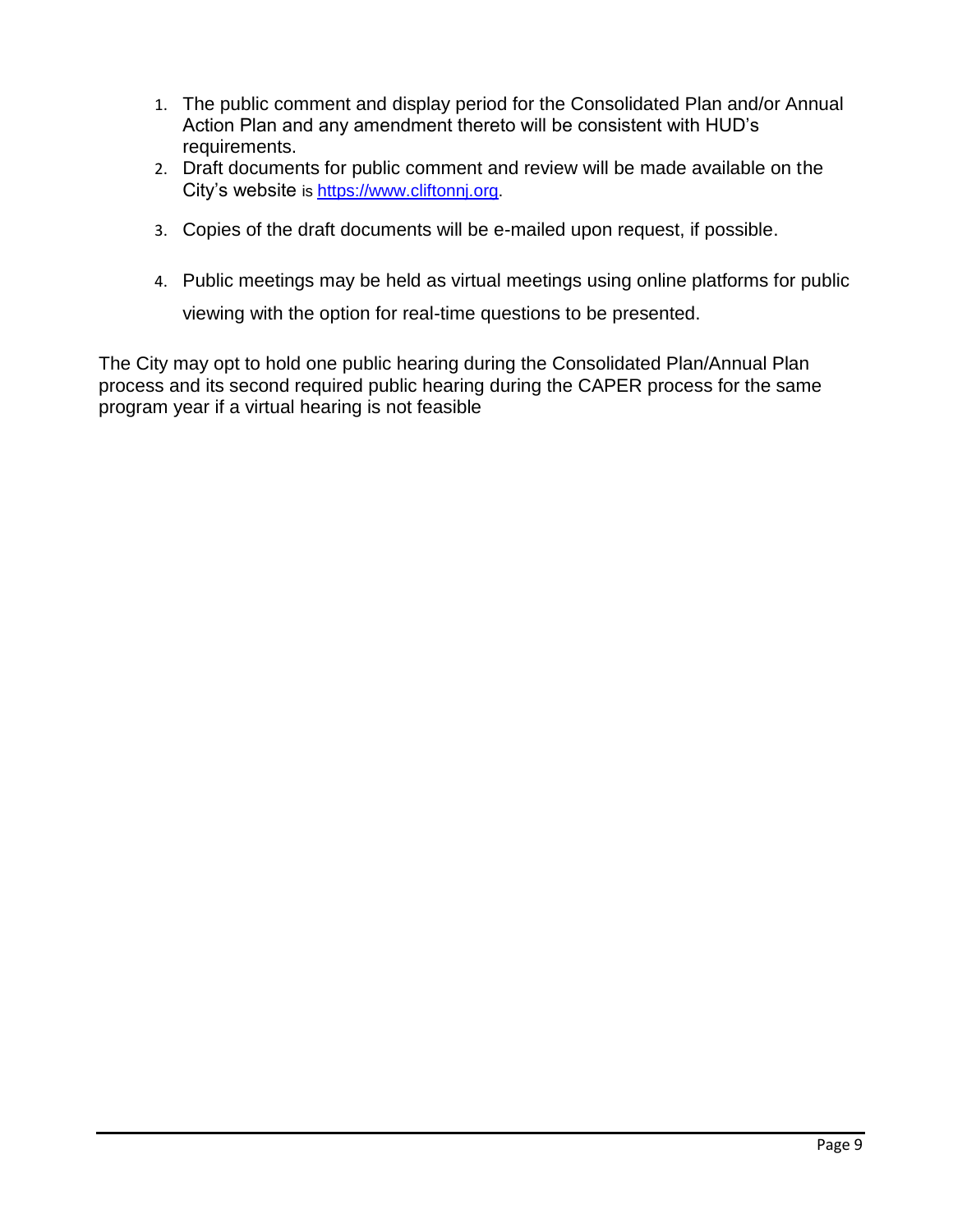1. The public comment and display period for the Consolidated Plan and/or Annual Action Plan and any amendment thereto will be consistent with HUD's requirements.
2. Draft documents for public comment and review will be made available on the City's website is https://www.cliftonnj.org.
3. Copies of the draft documents will be e-mailed upon request, if possible.
4. Public meetings may be held as virtual meetings using online platforms for public viewing with the option for real-time questions to be presented.

The City may opt to hold one public hearing during the Consolidated Plan/Annual Plan process and its second required public hearing during the CAPER process for the same program year if a virtual hearing is not feasible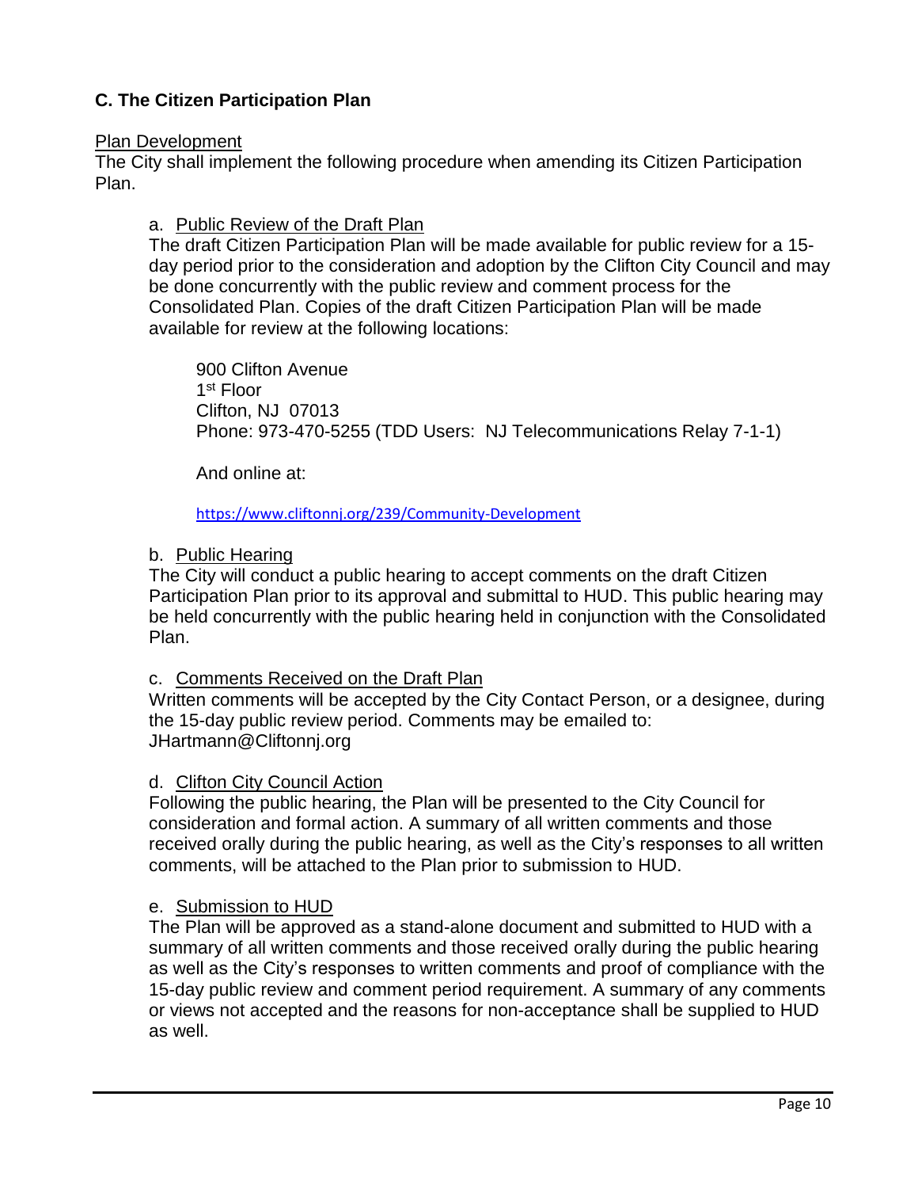## C. The Citizen Participation Plan

Plan Development

The City shall implement the following procedure when amending its Citizen Participation Plan.

a. Public Review of the Draft Plan

The draft Citizen Participation Plan will be made available for public review for a 15-day period prior to the consideration and adoption by the Clifton City Council and may be done concurrently with the public review and comment process for the Consolidated Plan. Copies of the draft Citizen Participation Plan will be made available for review at the following locations:

900 Clifton Avenue
1st Floor
Clifton, NJ 07013
Phone: 973-470-5255 (TDD Users: NJ Telecommunications Relay 7-1-1)

And online at:

https://www.cliftonnj.org/239/Community-Development

b. Public Hearing

The City will conduct a public hearing to accept comments on the draft Citizen Participation Plan prior to its approval and submittal to HUD. This public hearing may be held concurrently with the public hearing held in conjunction with the Consolidated Plan.

c. Comments Received on the Draft Plan

Written comments will be accepted by the City Contact Person, or a designee, during the 15-day public review period. Comments may be emailed to: JHartmann@Cliftonnj.org

d. Clifton City Council Action

Following the public hearing, the Plan will be presented to the City Council for consideration and formal action. A summary of all written comments and those received orally during the public hearing, as well as the City's responses to all written comments, will be attached to the Plan prior to submission to HUD.

e. Submission to HUD

The Plan will be approved as a stand-alone document and submitted to HUD with a summary of all written comments and those received orally during the public hearing as well as the City's responses to written comments and proof of compliance with the 15-day public review and comment period requirement. A summary of any comments or views not accepted and the reasons for non-acceptance shall be supplied to HUD as well.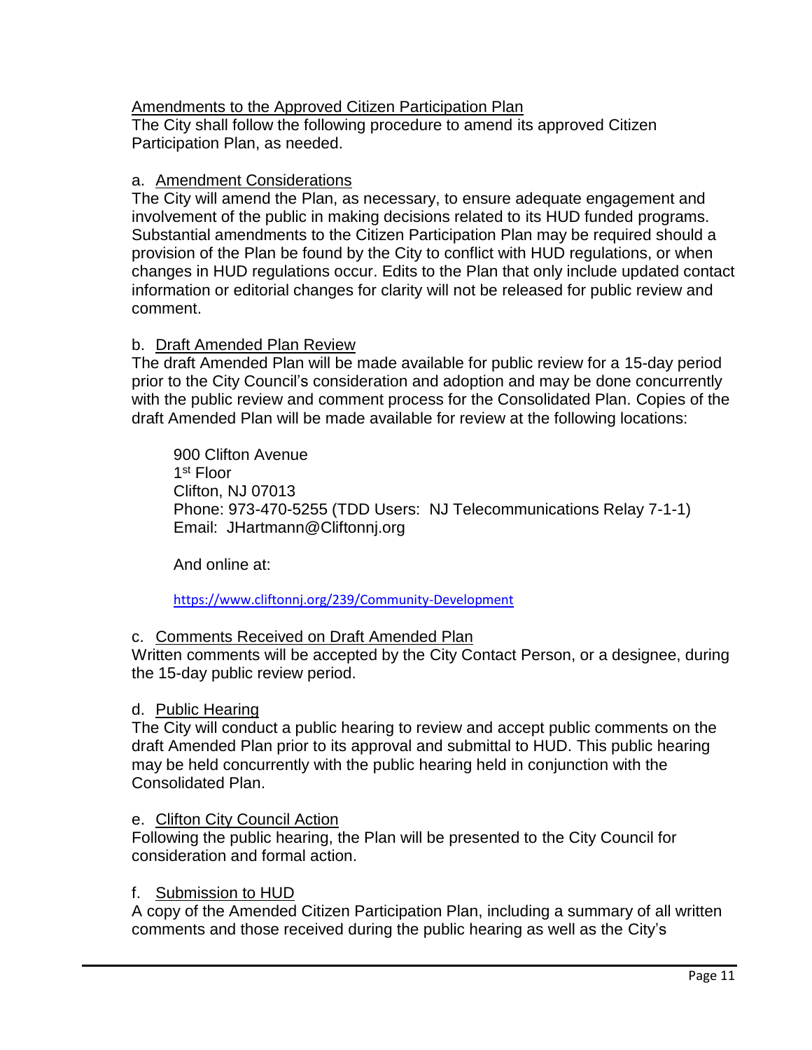Amendments to the Approved Citizen Participation Plan

The City shall follow the following procedure to amend its approved Citizen Participation Plan, as needed.

a. Amendment Considerations

The City will amend the Plan, as necessary, to ensure adequate engagement and involvement of the public in making decisions related to its HUD funded programs. Substantial amendments to the Citizen Participation Plan may be required should a provision of the Plan be found by the City to conflict with HUD regulations, or when changes in HUD regulations occur. Edits to the Plan that only include updated contact information or editorial changes for clarity will not be released for public review and comment.

b. Draft Amended Plan Review

The draft Amended Plan will be made available for public review for a 15-day period prior to the City Council's consideration and adoption and may be done concurrently with the public review and comment process for the Consolidated Plan. Copies of the draft Amended Plan will be made available for review at the following locations:

> 900 Clifton Avenue
> 1st Floor
> Clifton, NJ 07013
> Phone: 973-470-5255 (TDD Users: NJ Telecommunications Relay 7-1-1)
> Email: JHartmann@Cliftonnj.org
>
> And online at:
>
> https://www.cliftonnj.org/239/Community-Development

c. Comments Received on Draft Amended Plan

Written comments will be accepted by the City Contact Person, or a designee, during the 15-day public review period.

d. Public Hearing

The City will conduct a public hearing to review and accept public comments on the draft Amended Plan prior to its approval and submittal to HUD. This public hearing may be held concurrently with the public hearing held in conjunction with the Consolidated Plan.

e. Clifton City Council Action

Following the public hearing, the Plan will be presented to the City Council for consideration and formal action.

f. Submission to HUD

A copy of the Amended Citizen Participation Plan, including a summary of all written comments and those received during the public hearing as well as the City's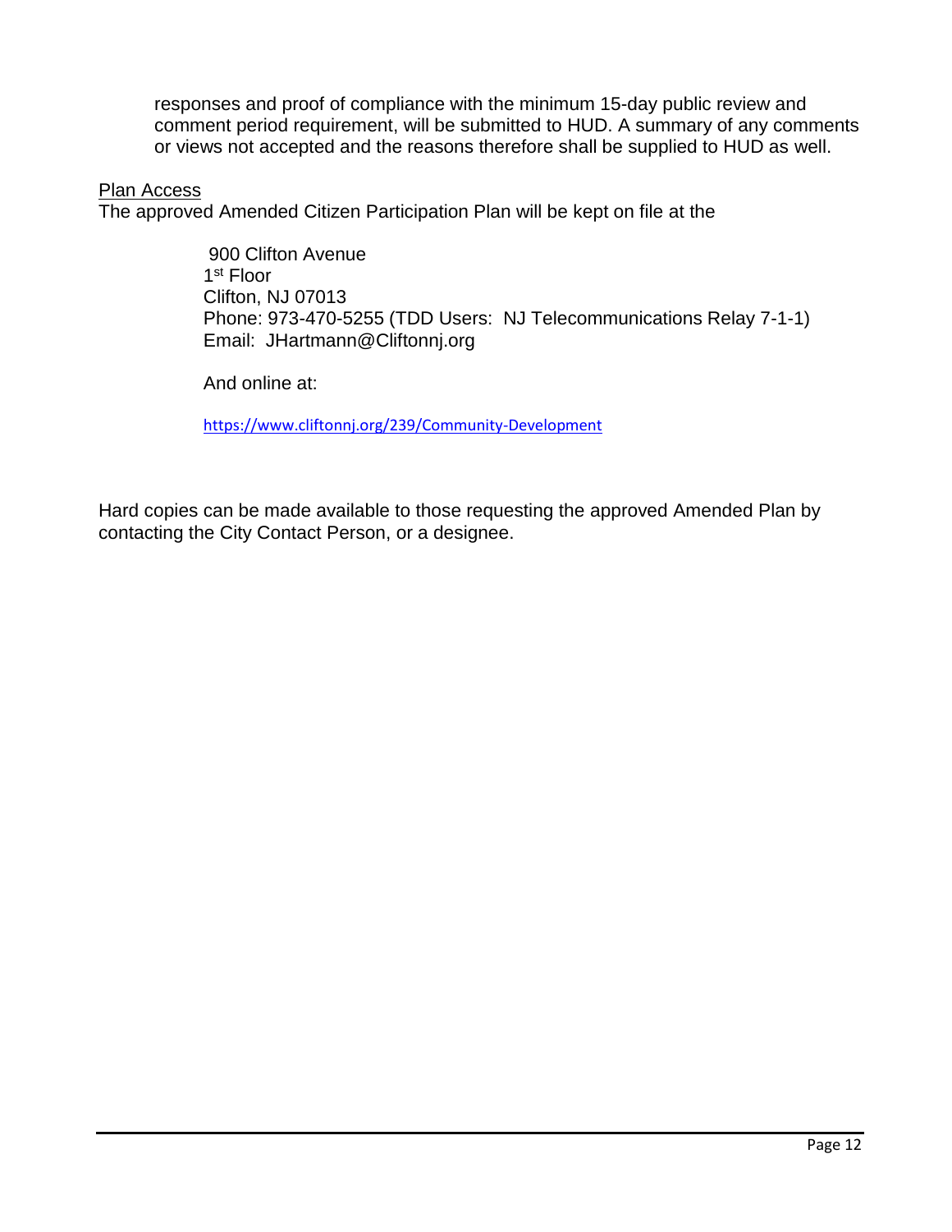responses and proof of compliance with the minimum 15-day public review and comment period requirement, will be submitted to HUD. A summary of any comments or views not accepted and the reasons therefore shall be supplied to HUD as well.

<u>Plan Access</u>

The approved Amended Citizen Participation Plan will be kept on file at the

900 Clifton Avenue
1st Floor
Clifton, NJ 07013
Phone: 973-470-5255 (TDD Users: NJ Telecommunications Relay 7-1-1)
Email: JHartmann@Cliftonnj.org

And online at:

https://www.cliftonnj.org/239/Community-Development

Hard copies can be made available to those requesting the approved Amended Plan by contacting the City Contact Person, or a designee.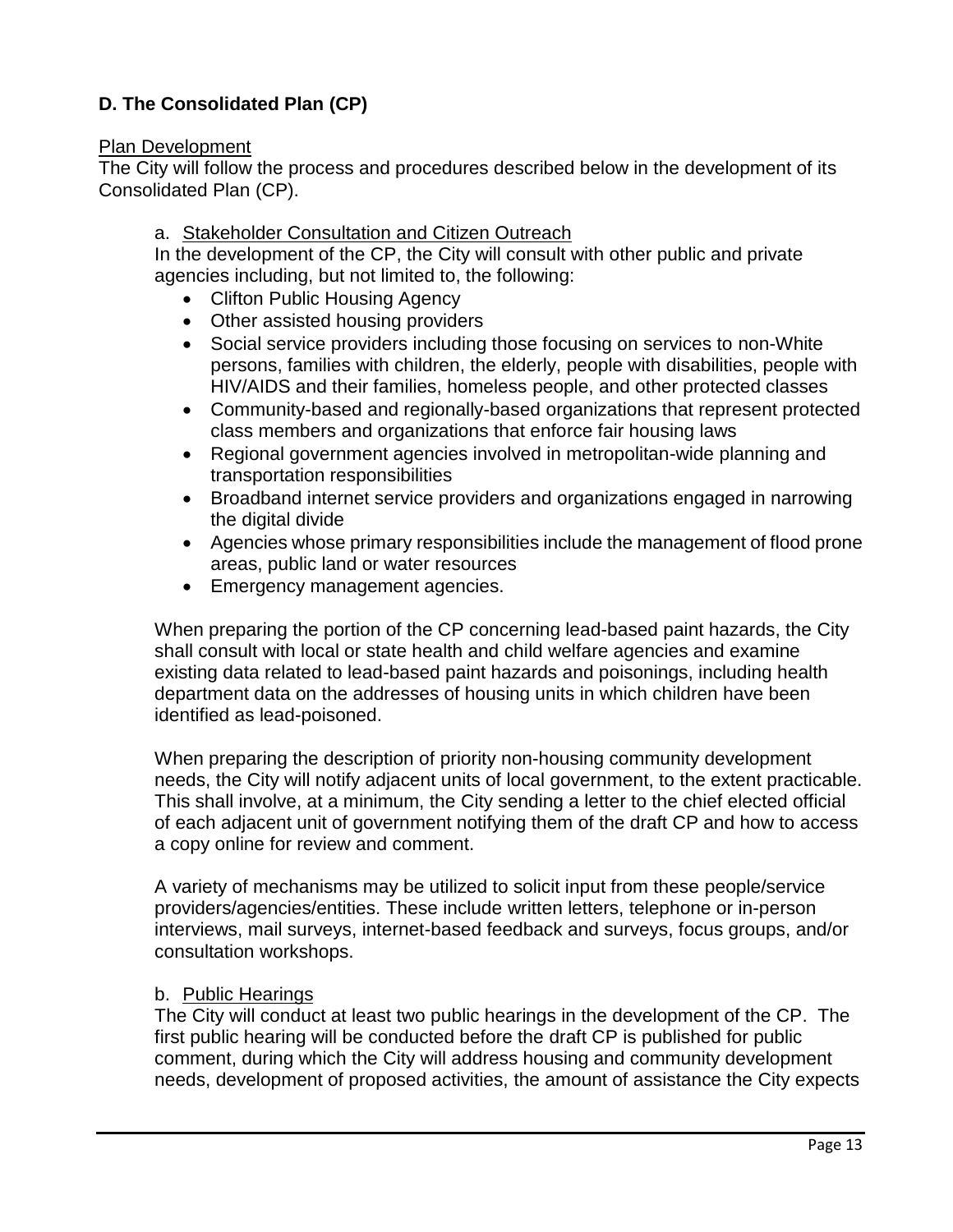## D. The Consolidated Plan (CP)

Plan Development

The City will follow the process and procedures described below in the development of its Consolidated Plan (CP).

a. Stakeholder Consultation and Citizen Outreach

In the development of the CP, the City will consult with other public and private agencies including, but not limited to, the following:

- Clifton Public Housing Agency
- Other assisted housing providers
- Social service providers including those focusing on services to non-White persons, families with children, the elderly, people with disabilities, people with HIV/AIDS and their families, homeless people, and other protected classes
- Community-based and regionally-based organizations that represent protected class members and organizations that enforce fair housing laws
- Regional government agencies involved in metropolitan-wide planning and transportation responsibilities
- Broadband internet service providers and organizations engaged in narrowing the digital divide
- Agencies whose primary responsibilities include the management of flood prone areas, public land or water resources
- Emergency management agencies.

When preparing the portion of the CP concerning lead-based paint hazards, the City shall consult with local or state health and child welfare agencies and examine existing data related to lead-based paint hazards and poisonings, including health department data on the addresses of housing units in which children have been identified as lead-poisoned.

When preparing the description of priority non-housing community development needs, the City will notify adjacent units of local government, to the extent practicable. This shall involve, at a minimum, the City sending a letter to the chief elected official of each adjacent unit of government notifying them of the draft CP and how to access a copy online for review and comment.

A variety of mechanisms may be utilized to solicit input from these people/service providers/agencies/entities. These include written letters, telephone or in-person interviews, mail surveys, internet-based feedback and surveys, focus groups, and/or consultation workshops.

b. Public Hearings

The City will conduct at least two public hearings in the development of the CP. The first public hearing will be conducted before the draft CP is published for public comment, during which the City will address housing and community development needs, development of proposed activities, the amount of assistance the City expects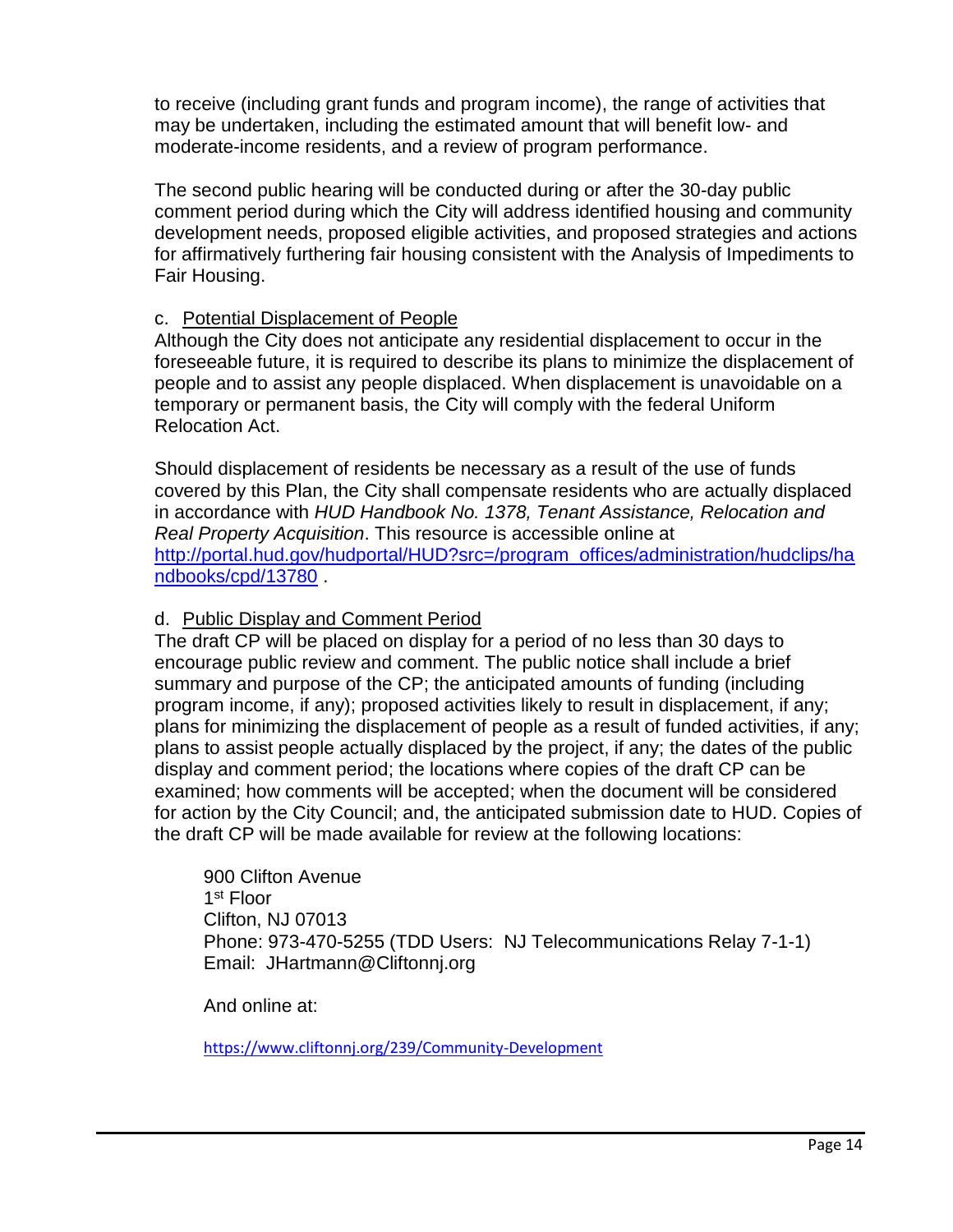to receive (including grant funds and program income), the range of activities that may be undertaken, including the estimated amount that will benefit low- and moderate-income residents, and a review of program performance.

The second public hearing will be conducted during or after the 30-day public comment period during which the City will address identified housing and community development needs, proposed eligible activities, and proposed strategies and actions for affirmatively furthering fair housing consistent with the Analysis of Impediments to Fair Housing.

c. Potential Displacement of People

Although the City does not anticipate any residential displacement to occur in the foreseeable future, it is required to describe its plans to minimize the displacement of people and to assist any people displaced. When displacement is unavoidable on a temporary or permanent basis, the City will comply with the federal Uniform Relocation Act.

Should displacement of residents be necessary as a result of the use of funds covered by this Plan, the City shall compensate residents who are actually displaced in accordance with *HUD Handbook No. 1378, Tenant Assistance, Relocation and Real Property Acquisition*. This resource is accessible online at [http://portal.hud.gov/hudportal/HUD?src=/program_offices/administration/hudclips/handbooks/cpd/13780](http://portal.hud.gov/hudportal/HUD?src=/program_offices/administration/hudclips/handbooks/cpd/13780) .

d. Public Display and Comment Period

The draft CP will be placed on display for a period of no less than 30 days to encourage public review and comment. The public notice shall include a brief summary and purpose of the CP; the anticipated amounts of funding (including program income, if any); proposed activities likely to result in displacement, if any; plans for minimizing the displacement of people as a result of funded activities, if any; plans to assist people actually displaced by the project, if any; the dates of the public display and comment period; the locations where copies of the draft CP can be examined; how comments will be accepted; when the document will be considered for action by the City Council; and, the anticipated submission date to HUD. Copies of the draft CP will be made available for review at the following locations:

900 Clifton Avenue
1st Floor
Clifton, NJ 07013
Phone: 973-470-5255 (TDD Users: NJ Telecommunications Relay 7-1-1)
Email: JHartmann@Cliftonnj.org

And online at:

[https://www.cliftonnj.org/239/Community-Development](https://www.cliftonnj.org/239/Community-Development)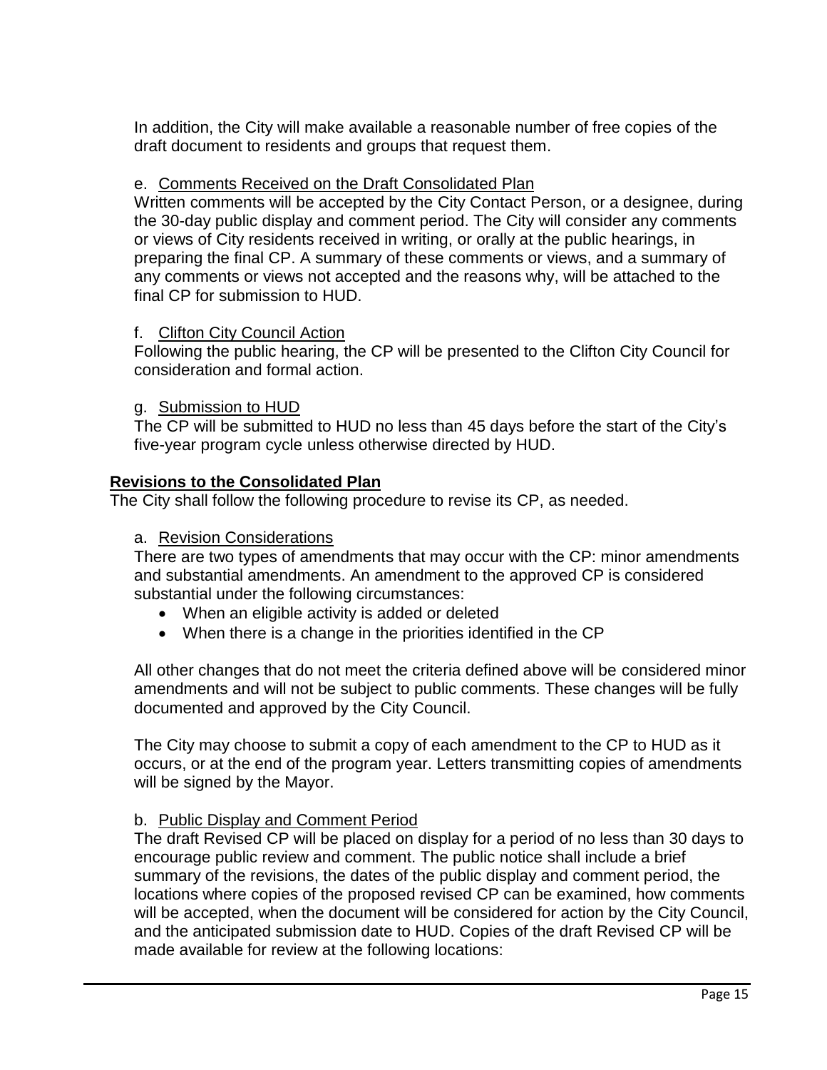In addition, the City will make available a reasonable number of free copies of the draft document to residents and groups that request them.

e. Comments Received on the Draft Consolidated Plan

Written comments will be accepted by the City Contact Person, or a designee, during the 30-day public display and comment period. The City will consider any comments or views of City residents received in writing, or orally at the public hearings, in preparing the final CP. A summary of these comments or views, and a summary of any comments or views not accepted and the reasons why, will be attached to the final CP for submission to HUD.

f. Clifton City Council Action

Following the public hearing, the CP will be presented to the Clifton City Council for consideration and formal action.

g. Submission to HUD

The CP will be submitted to HUD no less than 45 days before the start of the City's five-year program cycle unless otherwise directed by HUD.

## Revisions to the Consolidated Plan

The City shall follow the following procedure to revise its CP, as needed.

a. Revision Considerations

There are two types of amendments that may occur with the CP: minor amendments and substantial amendments. An amendment to the approved CP is considered substantial under the following circumstances:

- When an eligible activity is added or deleted
- When there is a change in the priorities identified in the CP

All other changes that do not meet the criteria defined above will be considered minor amendments and will not be subject to public comments. These changes will be fully documented and approved by the City Council.

The City may choose to submit a copy of each amendment to the CP to HUD as it occurs, or at the end of the program year. Letters transmitting copies of amendments will be signed by the Mayor.

b. Public Display and Comment Period

The draft Revised CP will be placed on display for a period of no less than 30 days to encourage public review and comment. The public notice shall include a brief summary of the revisions, the dates of the public display and comment period, the locations where copies of the proposed revised CP can be examined, how comments will be accepted, when the document will be considered for action by the City Council, and the anticipated submission date to HUD. Copies of the draft Revised CP will be made available for review at the following locations: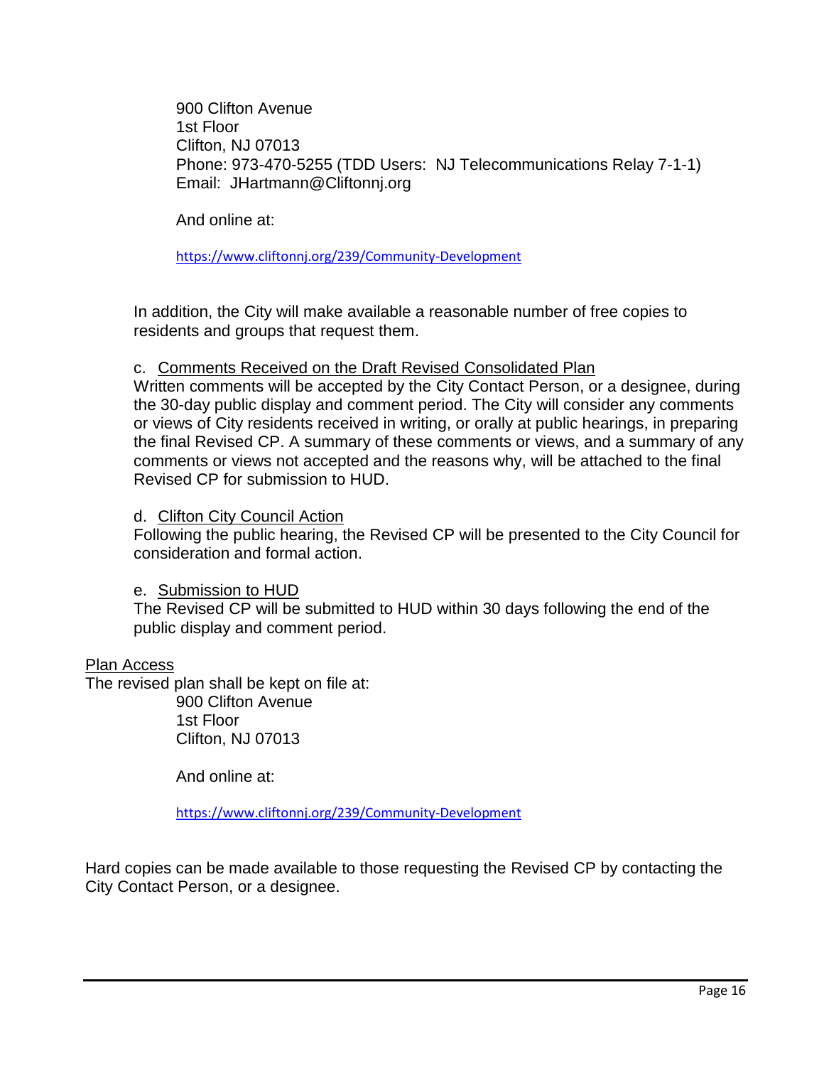900 Clifton Avenue
1st Floor
Clifton, NJ 07013
Phone: 973-470-5255 (TDD Users: NJ Telecommunications Relay 7-1-1)
Email: JHartmann@Cliftonnj.org

And online at:

https://www.cliftonnj.org/239/Community-Development

In addition, the City will make available a reasonable number of free copies to residents and groups that request them.

c. Comments Received on the Draft Revised Consolidated Plan

Written comments will be accepted by the City Contact Person, or a designee, during the 30-day public display and comment period. The City will consider any comments or views of City residents received in writing, or orally at public hearings, in preparing the final Revised CP. A summary of these comments or views, and a summary of any comments or views not accepted and the reasons why, will be attached to the final Revised CP for submission to HUD.

d. Clifton City Council Action

Following the public hearing, the Revised CP will be presented to the City Council for consideration and formal action.

e. Submission to HUD

The Revised CP will be submitted to HUD within 30 days following the end of the public display and comment period.

Plan Access

The revised plan shall be kept on file at:

900 Clifton Avenue
1st Floor
Clifton, NJ 07013

And online at:

https://www.cliftonnj.org/239/Community-Development

Hard copies can be made available to those requesting the Revised CP by contacting the City Contact Person, or a designee.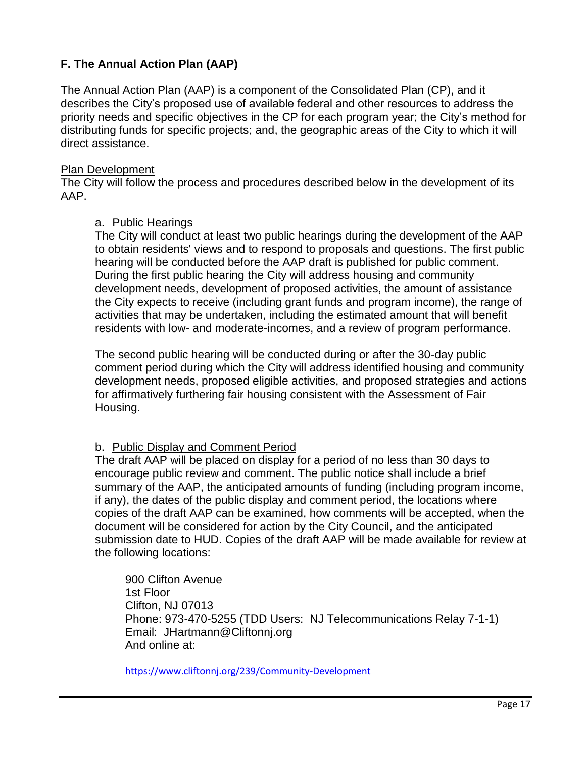### F. The Annual Action Plan (AAP)

The Annual Action Plan (AAP) is a component of the Consolidated Plan (CP), and it describes the City's proposed use of available federal and other resources to address the priority needs and specific objectives in the CP for each program year; the City's method for distributing funds for specific projects; and, the geographic areas of the City to which it will direct assistance.

Plan Development

The City will follow the process and procedures described below in the development of its AAP.

a. Public Hearings

The City will conduct at least two public hearings during the development of the AAP to obtain residents' views and to respond to proposals and questions. The first public hearing will be conducted before the AAP draft is published for public comment. During the first public hearing the City will address housing and community development needs, development of proposed activities, the amount of assistance the City expects to receive (including grant funds and program income), the range of activities that may be undertaken, including the estimated amount that will benefit residents with low- and moderate-incomes, and a review of program performance.

The second public hearing will be conducted during or after the 30-day public comment period during which the City will address identified housing and community development needs, proposed eligible activities, and proposed strategies and actions for affirmatively furthering fair housing consistent with the Assessment of Fair Housing.

b. Public Display and Comment Period

The draft AAP will be placed on display for a period of no less than 30 days to encourage public review and comment. The public notice shall include a brief summary of the AAP, the anticipated amounts of funding (including program income, if any), the dates of the public display and comment period, the locations where copies of the draft AAP can be examined, how comments will be accepted, when the document will be considered for action by the City Council, and the anticipated submission date to HUD. Copies of the draft AAP will be made available for review at the following locations:

900 Clifton Avenue
1st Floor
Clifton, NJ 07013
Phone: 973-470-5255 (TDD Users: NJ Telecommunications Relay 7-1-1)
Email: JHartmann@Cliftonnj.org
And online at:

https://www.cliftonnj.org/239/Community-Development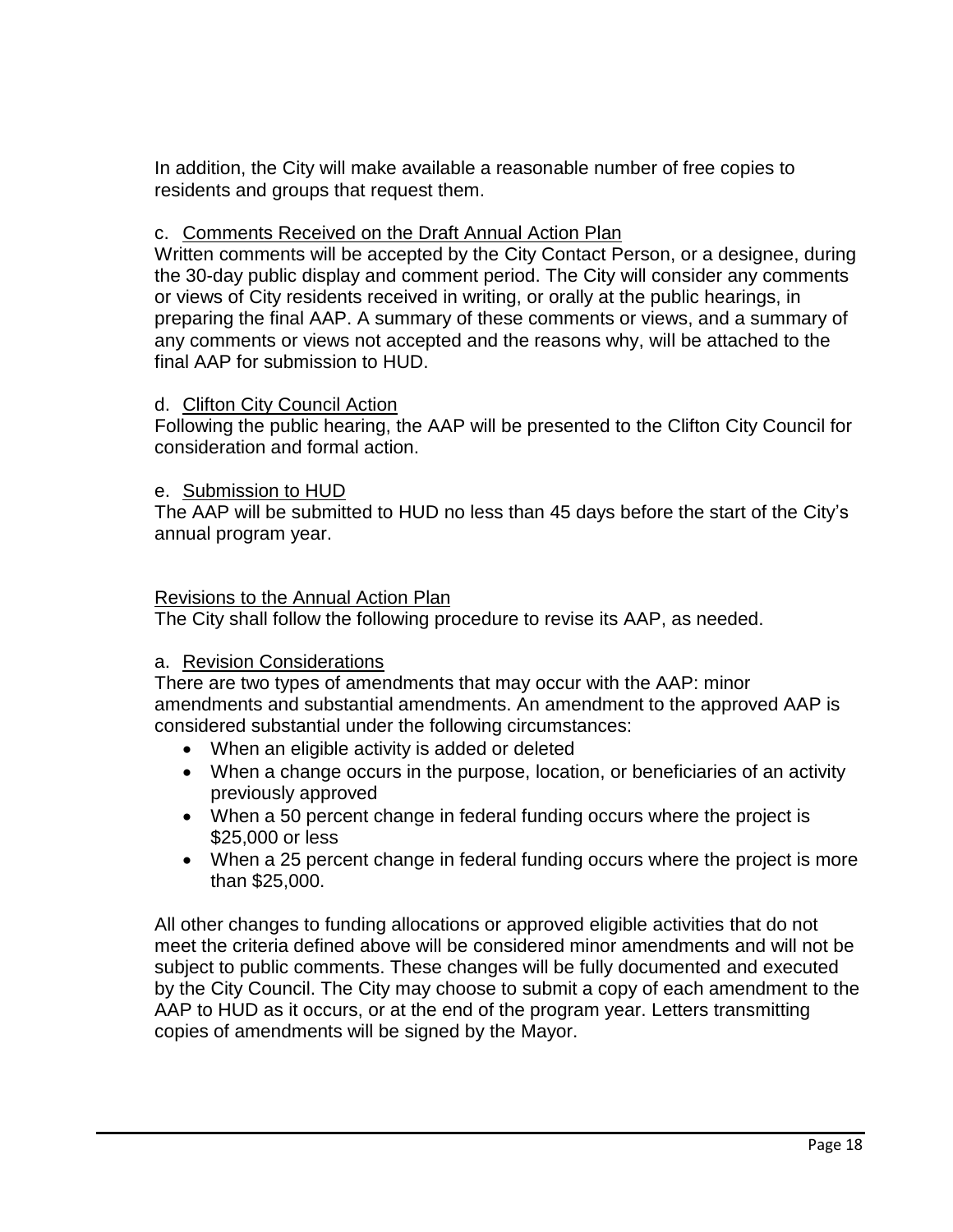In addition, the City will make available a reasonable number of free copies to residents and groups that request them.

c. Comments Received on the Draft Annual Action Plan

Written comments will be accepted by the City Contact Person, or a designee, during the 30-day public display and comment period. The City will consider any comments or views of City residents received in writing, or orally at the public hearings, in preparing the final AAP. A summary of these comments or views, and a summary of any comments or views not accepted and the reasons why, will be attached to the final AAP for submission to HUD.

d. Clifton City Council Action

Following the public hearing, the AAP will be presented to the Clifton City Council for consideration and formal action.

e. Submission to HUD

The AAP will be submitted to HUD no less than 45 days before the start of the City's annual program year.

Revisions to the Annual Action Plan

The City shall follow the following procedure to revise its AAP, as needed.

a. Revision Considerations

There are two types of amendments that may occur with the AAP: minor amendments and substantial amendments. An amendment to the approved AAP is considered substantial under the following circumstances:

- When an eligible activity is added or deleted
- When a change occurs in the purpose, location, or beneficiaries of an activity previously approved
- When a 50 percent change in federal funding occurs where the project is $25,000 or less
- When a 25 percent change in federal funding occurs where the project is more than $25,000.

All other changes to funding allocations or approved eligible activities that do not meet the criteria defined above will be considered minor amendments and will not be subject to public comments. These changes will be fully documented and executed by the City Council. The City may choose to submit a copy of each amendment to the AAP to HUD as it occurs, or at the end of the program year. Letters transmitting copies of amendments will be signed by the Mayor.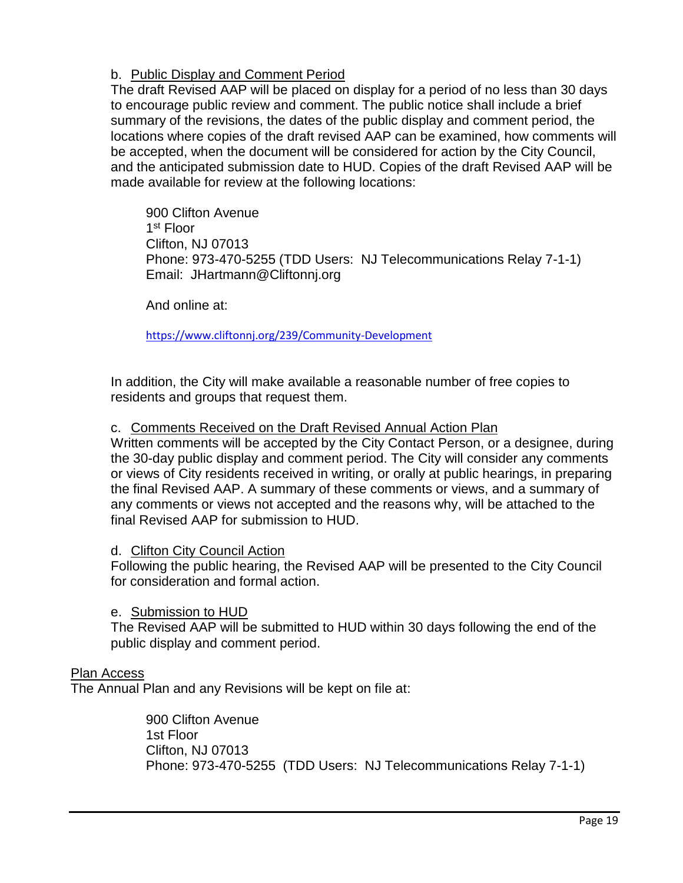b. Public Display and Comment Period

The draft Revised AAP will be placed on display for a period of no less than 30 days to encourage public review and comment. The public notice shall include a brief summary of the revisions, the dates of the public display and comment period, the locations where copies of the draft revised AAP can be examined, how comments will be accepted, when the document will be considered for action by the City Council, and the anticipated submission date to HUD. Copies of the draft Revised AAP will be made available for review at the following locations:

> 900 Clifton Avenue
> 1st Floor
> Clifton, NJ 07013
> Phone: 973-470-5255 (TDD Users: NJ Telecommunications Relay 7-1-1)
> Email: JHartmann@Cliftonnj.org
>
> And online at:
>
> https://www.cliftonnj.org/239/Community-Development

In addition, the City will make available a reasonable number of free copies to residents and groups that request them.

c. Comments Received on the Draft Revised Annual Action Plan

Written comments will be accepted by the City Contact Person, or a designee, during the 30-day public display and comment period. The City will consider any comments or views of City residents received in writing, or orally at public hearings, in preparing the final Revised AAP. A summary of these comments or views, and a summary of any comments or views not accepted and the reasons why, will be attached to the final Revised AAP for submission to HUD.

d. Clifton City Council Action

Following the public hearing, the Revised AAP will be presented to the City Council for consideration and formal action.

e. Submission to HUD

The Revised AAP will be submitted to HUD within 30 days following the end of the public display and comment period.

Plan Access

The Annual Plan and any Revisions will be kept on file at:

> 900 Clifton Avenue
> 1st Floor
> Clifton, NJ 07013
> Phone: 973-470-5255 (TDD Users: NJ Telecommunications Relay 7-1-1)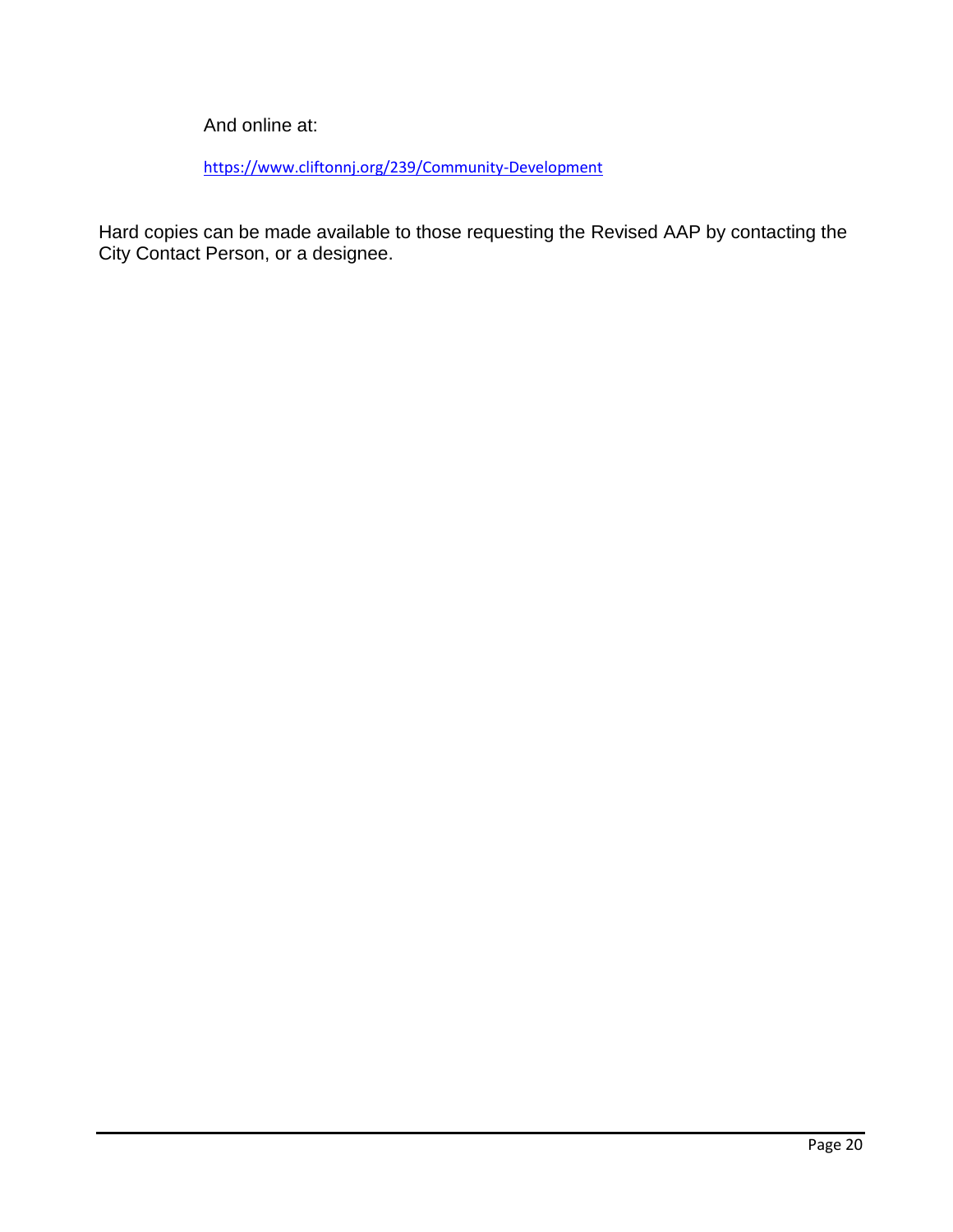And online at:

https://www.cliftonnj.org/239/Community-Development

Hard copies can be made available to those requesting the Revised AAP by contacting the City Contact Person, or a designee.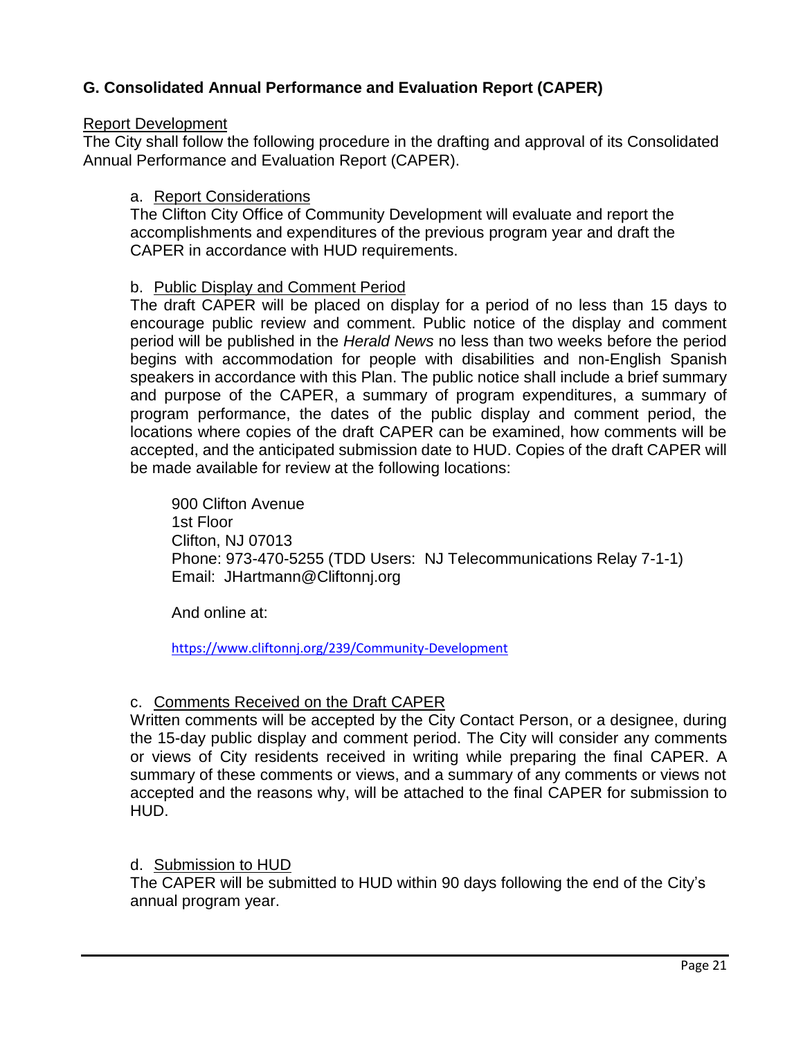### G. Consolidated Annual Performance and Evaluation Report (CAPER)

Report Development

The City shall follow the following procedure in the drafting and approval of its Consolidated Annual Performance and Evaluation Report (CAPER).

a. Report Considerations

The Clifton City Office of Community Development will evaluate and report the accomplishments and expenditures of the previous program year and draft the CAPER in accordance with HUD requirements.

b. Public Display and Comment Period

The draft CAPER will be placed on display for a period of no less than 15 days to encourage public review and comment. Public notice of the display and comment period will be published in the *Herald News* no less than two weeks before the period begins with accommodation for people with disabilities and non-English Spanish speakers in accordance with this Plan. The public notice shall include a brief summary and purpose of the CAPER, a summary of program expenditures, a summary of program performance, the dates of the public display and comment period, the locations where copies of the draft CAPER can be examined, how comments will be accepted, and the anticipated submission date to HUD. Copies of the draft CAPER will be made available for review at the following locations:

900 Clifton Avenue
1st Floor
Clifton, NJ 07013
Phone: 973-470-5255 (TDD Users: NJ Telecommunications Relay 7-1-1)
Email: JHartmann@Cliftonnj.org

And online at:

https://www.cliftonnj.org/239/Community-Development

c. Comments Received on the Draft CAPER

Written comments will be accepted by the City Contact Person, or a designee, during the 15-day public display and comment period. The City will consider any comments or views of City residents received in writing while preparing the final CAPER. A summary of these comments or views, and a summary of any comments or views not accepted and the reasons why, will be attached to the final CAPER for submission to HUD.

d. Submission to HUD

The CAPER will be submitted to HUD within 90 days following the end of the City's annual program year.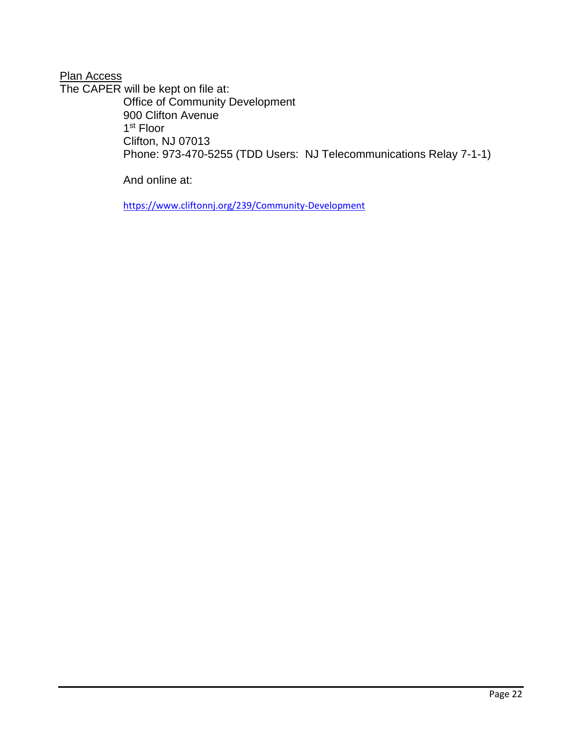<u>Plan Access</u>

The CAPER will be kept on file at:

Office of Community Development
900 Clifton Avenue
1st Floor
Clifton, NJ 07013
Phone: 973-470-5255 (TDD Users: NJ Telecommunications Relay 7-1-1)

And online at:

https://www.cliftonnj.org/239/Community-Development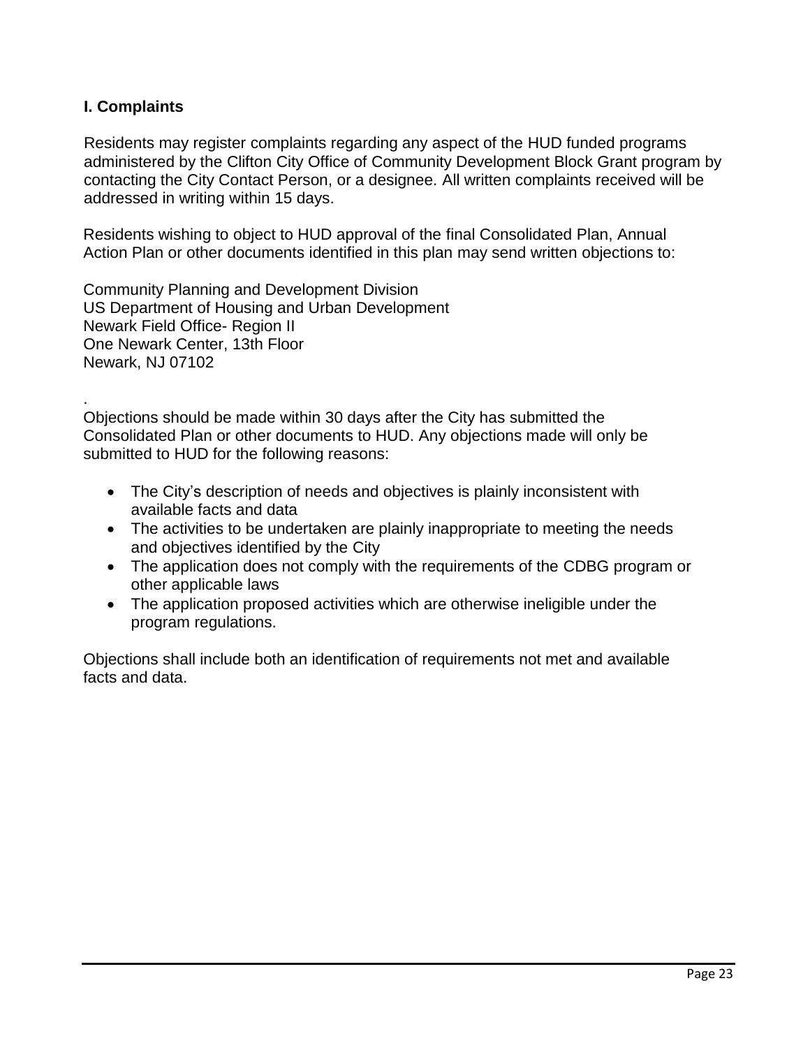### I. Complaints

Residents may register complaints regarding any aspect of the HUD funded programs administered by the Clifton City Office of Community Development Block Grant program by contacting the City Contact Person, or a designee. All written complaints received will be addressed in writing within 15 days.

Residents wishing to object to HUD approval of the final Consolidated Plan, Annual Action Plan or other documents identified in this plan may send written objections to:

Community Planning and Development Division
US Department of Housing and Urban Development
Newark Field Office- Region II
One Newark Center, 13th Floor
Newark, NJ 07102

.
Objections should be made within 30 days after the City has submitted the Consolidated Plan or other documents to HUD. Any objections made will only be submitted to HUD for the following reasons:

- The City's description of needs and objectives is plainly inconsistent with available facts and data
- The activities to be undertaken are plainly inappropriate to meeting the needs and objectives identified by the City
- The application does not comply with the requirements of the CDBG program or other applicable laws
- The application proposed activities which are otherwise ineligible under the program regulations.

Objections shall include both an identification of requirements not met and available facts and data.